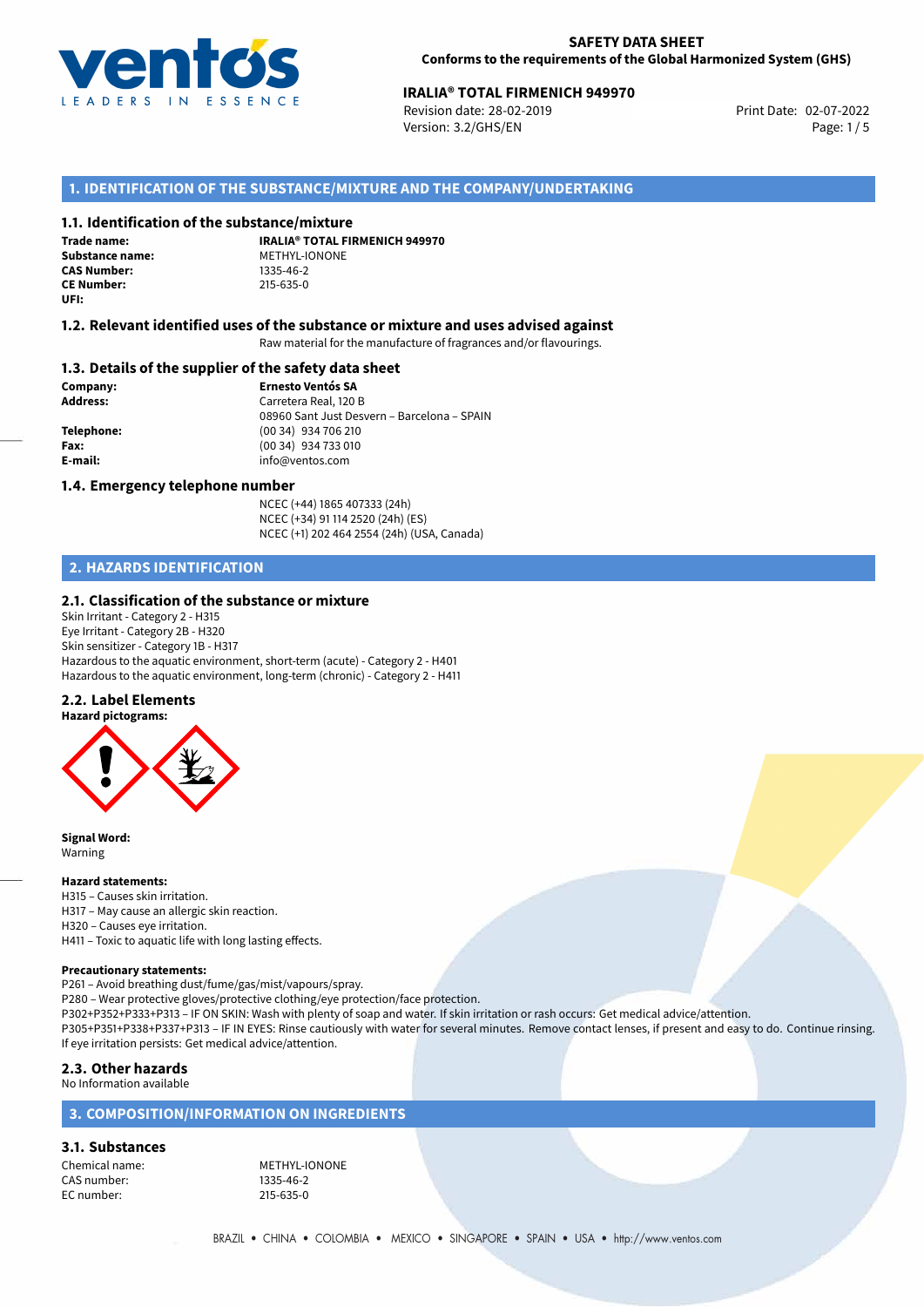# SAFETY DATA SHEET
**Conforms to the requirements of the Global Harmonized System (GHS)**

**IRALIA® TOTAL FIRMENICH 949970**
Revision date: 28-02-2019
Version: 3.2/GHS/EN
Print Date: 02-07-2022

## 1. IDENTIFICATION OF THE SUBSTANCE/MIXTURE AND THE COMPANY/UNDERTAKING

### 1.1. Identification of the substance/mixture

**Trade name:** **IRALIA® TOTAL FIRMENICH 949970**
**Substance name:** METHYL-IONONE
**CAS Number:** 1335-46-2
**CE Number:** 215-635-0
**UFI:**

### 1.2. Relevant identified uses of the substance or mixture and uses advised against

Raw material for the manufacture of fragrances and/or flavourings.

### 1.3. Details of the supplier of the safety data sheet

**Company:** **Ernesto Ventós SA**
**Address:** Carretera Real, 120 B
08960 Sant Just Desvern – Barcelona – SPAIN
**Telephone:** (00 34) 934 706 210
**Fax:** (00 34) 934 733 010
**E-mail:** info@ventos.com

### 1.4. Emergency telephone number

NCEC (+44) 1865 407333 (24h)
NCEC (+34) 91 114 2520 (24h) (ES)
NCEC (+1) 202 464 2554 (24h) (USA, Canada)

## 2. HAZARDS IDENTIFICATION

### 2.1. Classification of the substance or mixture

Skin Irritant - Category 2 - H315
Eye Irritant - Category 2B - H320
Skin sensitizer - Category 1B - H317
Hazardous to the aquatic environment, short-term (acute) - Category 2 - H401
Hazardous to the aquatic environment, long-term (chronic) - Category 2 - H411

### 2.2. Label Elements

**Hazard pictograms:**

**Signal Word:**
Warning

**Hazard statements:**
H315 – Causes skin irritation.
H317 – May cause an allergic skin reaction.
H320 – Causes eye irritation.
H411 – Toxic to aquatic life with long lasting effects.

**Precautionary statements:**
P261 – Avoid breathing dust/fume/gas/mist/vapours/spray.
P280 – Wear protective gloves/protective clothing/eye protection/face protection.
P302+P352+P333+P313 – IF ON SKIN: Wash with plenty of soap and water. If skin irritation or rash occurs: Get medical advice/attention.
P305+P351+P338+P337+P313 – IF IN EYES: Rinse cautiously with water for several minutes. Remove contact lenses, if present and easy to do. Continue rinsing. If eye irritation persists: Get medical advice/attention.

### 2.3. Other hazards

No Information available

## 3. COMPOSITION/INFORMATION ON INGREDIENTS

### 3.1. Substances

Chemical name: METHYL-IONONE
CAS number: 1335-46-2
EC number: 215-635-0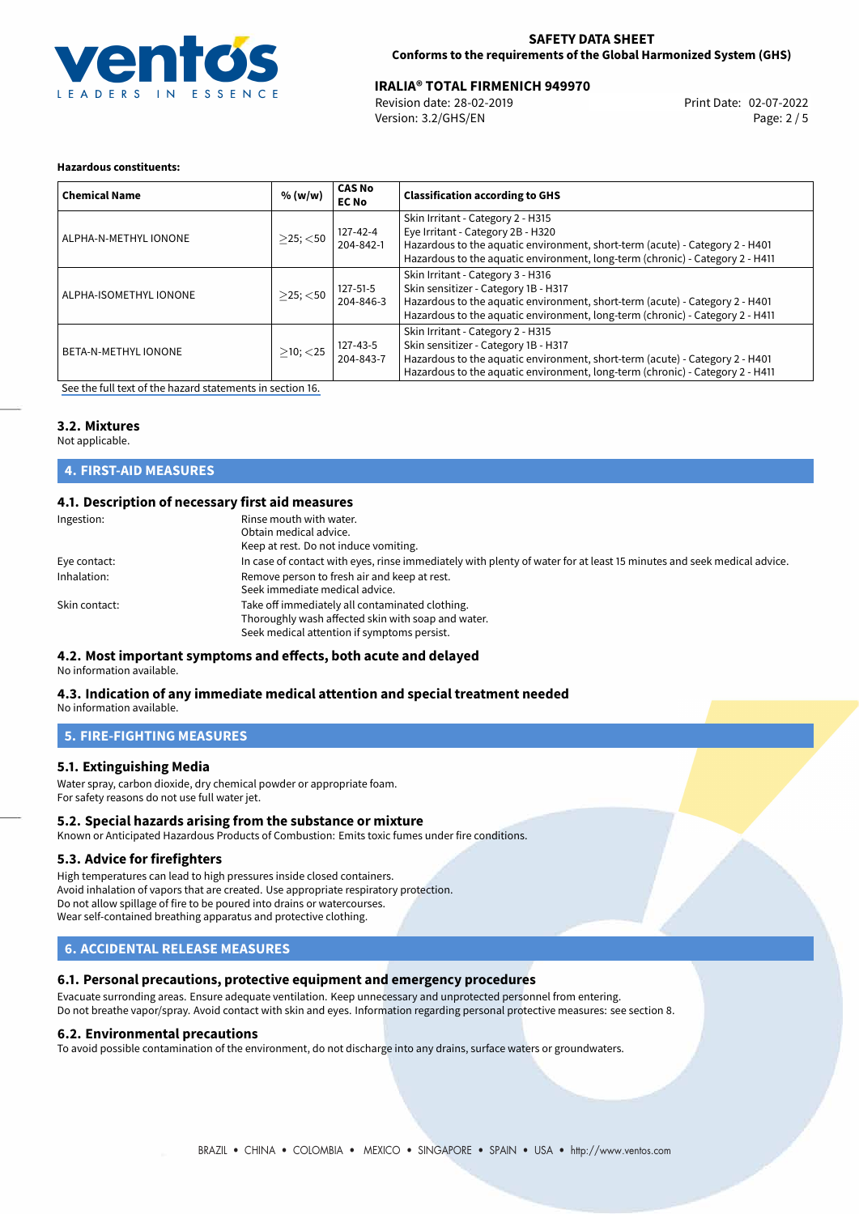**Hazardous constituents:**

| Chemical Name | % (w/w) | CAS No EC No | Classification according to GHS |
|---|---|---|---|
| ALPHA-N-METHYL IONONE | $\geq$25; <50 | 127-42-4 204-842-1 | Skin Irritant - Category 2 - H315<br>Eye Irritant - Category 2B - H320<br>Hazardous to the aquatic environment, short-term (acute) - Category 2 - H401<br>Hazardous to the aquatic environment, long-term (chronic) - Category 2 - H411 |
| ALPHA-ISOMETHYL IONONE | $\geq$25; <50 | 127-51-5 204-846-3 | Skin Irritant - Category 3 - H316<br>Skin sensitizer - Category 1B - H317<br>Hazardous to the aquatic environment, short-term (acute) - Category 2 - H401<br>Hazardous to the aquatic environment, long-term (chronic) - Category 2 - H411 |
| BETA-N-METHYL IONONE | $\geq$10; <25 | 127-43-5 204-843-7 | Skin Irritant - Category 2 - H315<br>Skin sensitizer - Category 1B - H317<br>Hazardous to the aquatic environment, short-term (acute) - Category 2 - H401<br>Hazardous to the aquatic environment, long-term (chronic) - Category 2 - H411 |

See the full text of the hazard statements in section 16.

### 3.2. Mixtures

Not applicable.

## 4. FIRST-AID MEASURES

### 4.1. Description of necessary first aid measures

Ingestion:
Rinse mouth with water.
Obtain medical advice.
Keep at rest. Do not induce vomiting.

Eye contact:
In case of contact with eyes, rinse immediately with plenty of water for at least 15 minutes and seek medical advice.

Inhalation:
Remove person to fresh air and keep at rest.
Seek immediate medical advice.

Skin contact:
Take off immediately all contaminated clothing.
Thoroughly wash affected skin with soap and water.
Seek medical attention if symptoms persist.

### 4.2. Most important symptoms and effects, both acute and delayed

No information available.

### 4.3. Indication of any immediate medical attention and special treatment needed

No information available.

## 5. FIRE-FIGHTING MEASURES

### 5.1. Extinguishing Media

Water spray, carbon dioxide, dry chemical powder or appropriate foam.
For safety reasons do not use full water jet.

### 5.2. Special hazards arising from the substance or mixture

Known or Anticipated Hazardous Products of Combustion: Emits toxic fumes under fire conditions.

### 5.3. Advice for firefighters

High temperatures can lead to high pressures inside closed containers.
Avoid inhalation of vapors that are created. Use appropriate respiratory protection.
Do not allow spillage of fire to be poured into drains or watercourses.
Wear self-contained breathing apparatus and protective clothing.

## 6. ACCIDENTAL RELEASE MEASURES

### 6.1. Personal precautions, protective equipment and emergency procedures

Evacuate surronding areas. Ensure adequate ventilation. Keep unnecessary and unprotected personnel from entering.
Do not breathe vapor/spray. Avoid contact with skin and eyes. Information regarding personal protective measures: see section 8.

### 6.2. Environmental precautions

To avoid possible contamination of the environment, do not discharge into any drains, surface waters or groundwaters.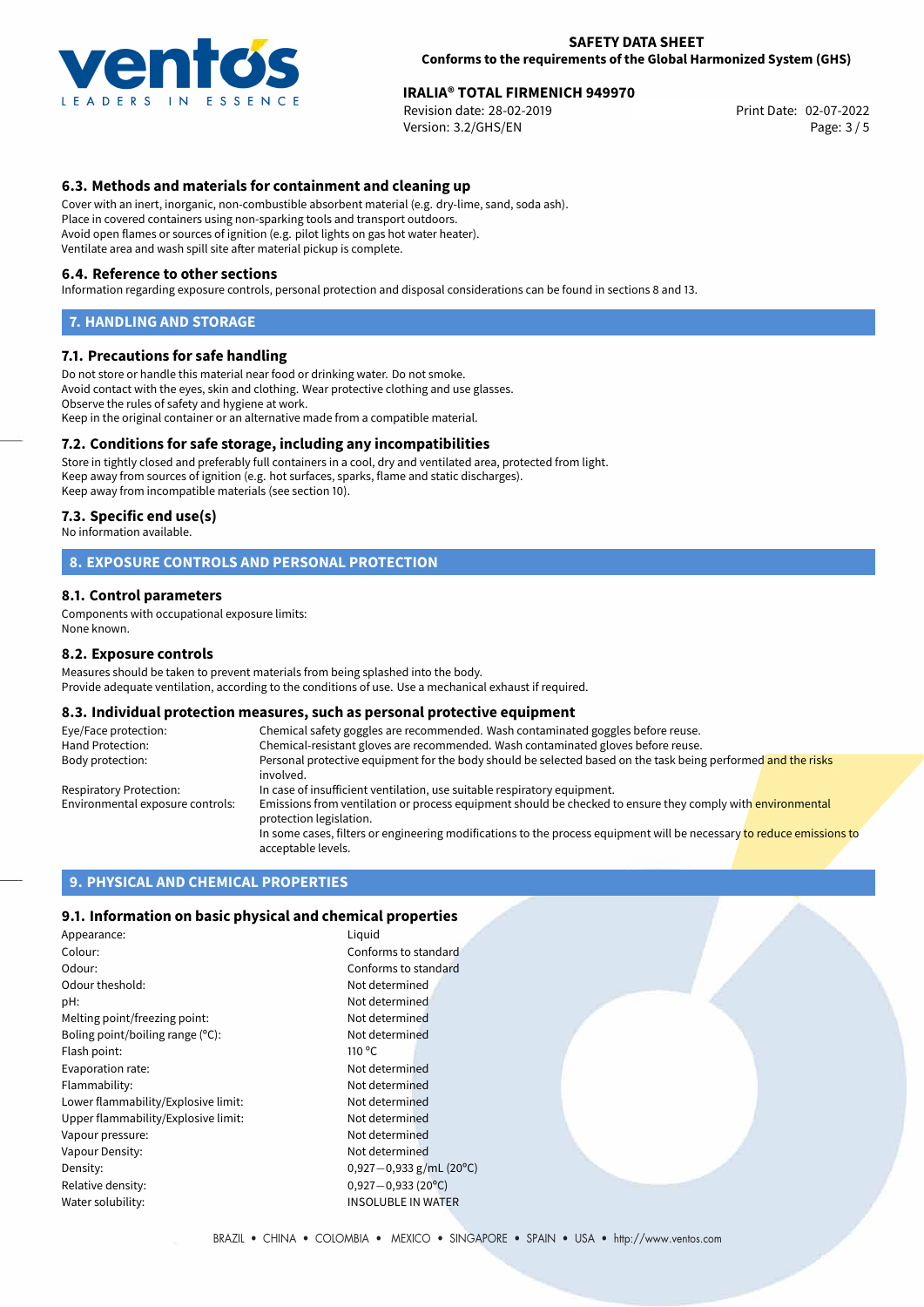### 6.3. Methods and materials for containment and cleaning up

Cover with an inert, inorganic, non-combustible absorbent material (e.g. dry-lime, sand, soda ash).
Place in covered containers using non-sparking tools and transport outdoors.
Avoid open flames or sources of ignition (e.g. pilot lights on gas hot water heater).
Ventilate area and wash spill site after material pickup is complete.

### 6.4. Reference to other sections

Information regarding exposure controls, personal protection and disposal considerations can be found in sections 8 and 13.

## 7. HANDLING AND STORAGE

### 7.1. Precautions for safe handling

Do not store or handle this material near food or drinking water. Do not smoke.
Avoid contact with the eyes, skin and clothing. Wear protective clothing and use glasses.
Observe the rules of safety and hygiene at work.
Keep in the original container or an alternative made from a compatible material.

### 7.2. Conditions for safe storage, including any incompatibilities

Store in tightly closed and preferably full containers in a cool, dry and ventilated area, protected from light.
Keep away from sources of ignition (e.g. hot surfaces, sparks, flame and static discharges).
Keep away from incompatible materials (see section 10).

### 7.3. Specific end use(s)

No information available.

## 8. EXPOSURE CONTROLS AND PERSONAL PROTECTION

### 8.1. Control parameters

Components with occupational exposure limits:
None known.

### 8.2. Exposure controls

Measures should be taken to prevent materials from being splashed into the body.
Provide adequate ventilation, according to the conditions of use. Use a mechanical exhaust if required.

### 8.3. Individual protection measures, such as personal protective equipment

| | |
|---|---|
| Eye/Face protection: | Chemical safety goggles are recommended. Wash contaminated goggles before reuse. |
| Hand Protection: | Chemical-resistant gloves are recommended. Wash contaminated gloves before reuse. |
| Body protection: | Personal protective equipment for the body should be selected based on the task being performed and the risks involved. |
| Respiratory Protection: | In case of insufficient ventilation, use suitable respiratory equipment. |
| Environmental exposure controls: | Emissions from ventilation or process equipment should be checked to ensure they comply with environmental protection legislation. In some cases, filters or engineering modifications to the process equipment will be necessary to reduce emissions to acceptable levels. |

## 9. PHYSICAL AND CHEMICAL PROPERTIES

### 9.1. Information on basic physical and chemical properties

| | |
|---|---|
| Appearance: | Liquid |
| Colour: | Conforms to standard |
| Odour: | Conforms to standard |
| Odour theshold: | Not determined |
| pH: | Not determined |
| Melting point/freezing point: | Not determined |
| Boling point/boiling range (°C): | Not determined |
| Flash point: | 110 °C |
| Evaporation rate: | Not determined |
| Flammability: | Not determined |
| Lower flammability/Explosive limit: | Not determined |
| Upper flammability/Explosive limit: | Not determined |
| Vapour pressure: | Not determined |
| Vapour Density: | Not determined |
| Density: | 0,927—0,933 g/mL (20°C) |
| Relative density: | 0,927—0,933 (20°C) |
| Water solubility: | INSOLUBLE IN WATER |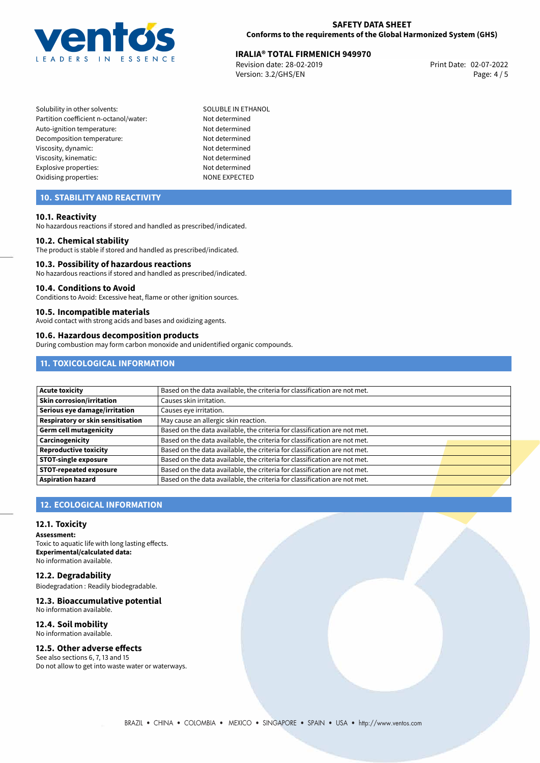| | |
|---|---|
| Solubility in other solvents: | SOLUBLE IN ETHANOL |
| Partition coefficient n-octanol/water: | Not determined |
| Auto-ignition temperature: | Not determined |
| Decomposition temperature: | Not determined |
| Viscosity, dynamic: | Not determined |
| Viscosity, kinematic: | Not determined |
| Explosive properties: | Not determined |
| Oxidising properties: | NONE EXPECTED |

## 10. STABILITY AND REACTIVITY

### 10.1. Reactivity
No hazardous reactions if stored and handled as prescribed/indicated.

### 10.2. Chemical stability
The product is stable if stored and handled as prescribed/indicated.

### 10.3. Possibility of hazardous reactions
No hazardous reactions if stored and handled as prescribed/indicated.

### 10.4. Conditions to Avoid
Conditions to Avoid: Excessive heat, flame or other ignition sources.

### 10.5. Incompatible materials
Avoid contact with strong acids and bases and oxidizing agents.

### 10.6. Hazardous decomposition products
During combustion may form carbon monoxide and unidentified organic compounds.

## 11. TOXICOLOGICAL INFORMATION

| | |
|---|---|
| **Acute toxicity** | Based on the data available, the criteria for classification are not met. |
| **Skin corrosion/irritation** | Causes skin irritation. |
| **Serious eye damage/irritation** | Causes eye irritation. |
| **Respiratory or skin sensitisation** | May cause an allergic skin reaction. |
| **Germ cell mutagenicity** | Based on the data available, the criteria for classification are not met. |
| **Carcinogenicity** | Based on the data available, the criteria for classification are not met. |
| **Reproductive toxicity** | Based on the data available, the criteria for classification are not met. |
| **STOT-single exposure** | Based on the data available, the criteria for classification are not met. |
| **STOT-repeated exposure** | Based on the data available, the criteria for classification are not met. |
| **Aspiration hazard** | Based on the data available, the criteria for classification are not met. |

## 12. ECOLOGICAL INFORMATION

### 12.1. Toxicity
**Assessment:**
Toxic to aquatic life with long lasting effects.
**Experimental/calculated data:**
No information available.

### 12.2. Degradability
Biodegradation : Readily biodegradable.

### 12.3. Bioaccumulative potential
No information available.

### 12.4. Soil mobility
No information available.

### 12.5. Other adverse effects
See also sections 6, 7, 13 and 15
Do not allow to get into waste water or waterways.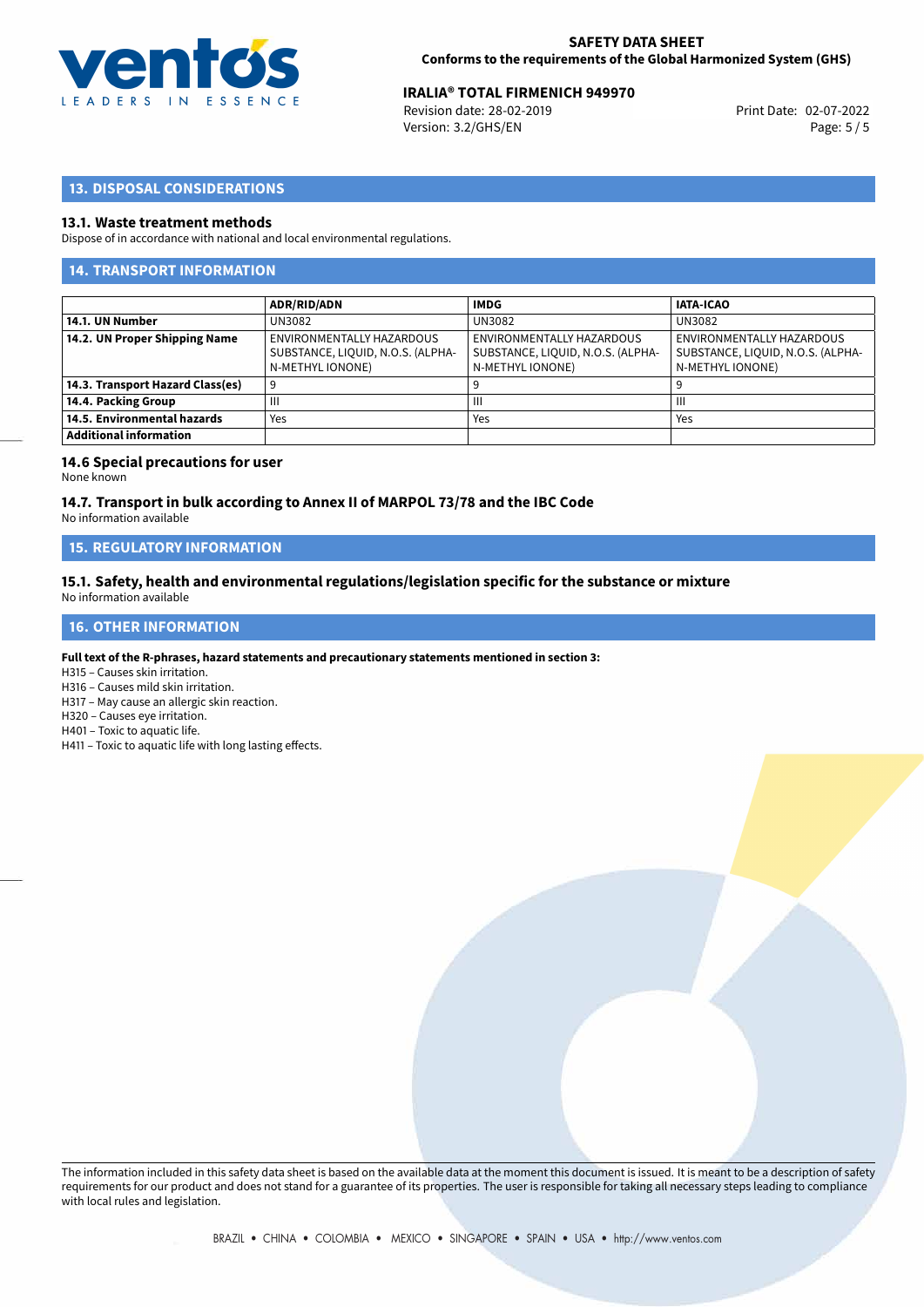## 13. DISPOSAL CONSIDERATIONS

### 13.1. Waste treatment methods

Dispose of in accordance with national and local environmental regulations.

## 14. TRANSPORT INFORMATION

| | ADR/RID/ADN | IMDG | IATA-ICAO |
|---|---|---|---|
| **14.1. UN Number** | UN3082 | UN3082 | UN3082 |
| **14.2. UN Proper Shipping Name** | ENVIRONMENTALLY HAZARDOUS SUBSTANCE, LIQUID, N.O.S. (ALPHA-N-METHYL IONONE) | ENVIRONMENTALLY HAZARDOUS SUBSTANCE, LIQUID, N.O.S. (ALPHA-N-METHYL IONONE) | ENVIRONMENTALLY HAZARDOUS SUBSTANCE, LIQUID, N.O.S. (ALPHA-N-METHYL IONONE) |
| **14.3. Transport Hazard Class(es)** | 9 | 9 | 9 |
| **14.4. Packing Group** | III | III | III |
| **14.5. Environmental hazards** | Yes | Yes | Yes |
| **Additional information** | | | |

### 14.6 Special precautions for user

None known

### 14.7. Transport in bulk according to Annex II of MARPOL 73/78 and the IBC Code

No information available

## 15. REGULATORY INFORMATION

### 15.1. Safety, health and environmental regulations/legislation specific for the substance or mixture

No information available

## 16. OTHER INFORMATION

**Full text of the R-phrases, hazard statements and precautionary statements mentioned in section 3:**

H315 – Causes skin irritation.
H316 – Causes mild skin irritation.
H317 – May cause an allergic skin reaction.
H320 – Causes eye irritation.
H401 – Toxic to aquatic life.
H411 – Toxic to aquatic life with long lasting effects.

The information included in this safety data sheet is based on the available data at the moment this document is issued. It is meant to be a description of safety requirements for our product and does not stand for a guarantee of its properties. The user is responsible for taking all necessary steps leading to compliance with local rules and legislation.